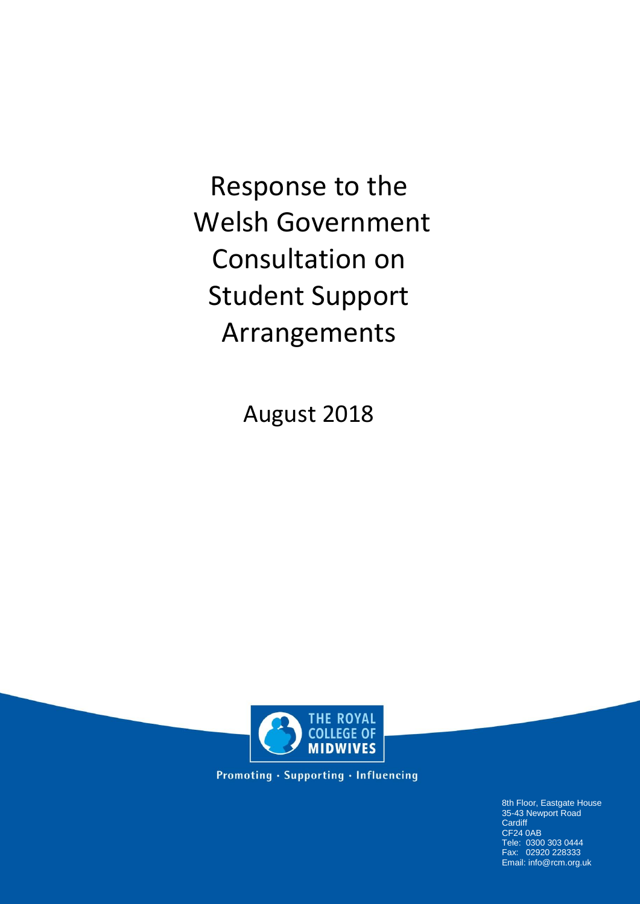# Response to the Welsh Government Consultation on Student Support Arrangements

August 2018

THE ROYAL COLLEGE OF MIDWIVES

Promoting · Supporting · Influencing

8th Floor, Eastgate House
35-43 Newport Road
Cardiff
CF24 0AB
Tele: 0300 303 0444
Fax: 02920 228333
Email: info@rcm.org.uk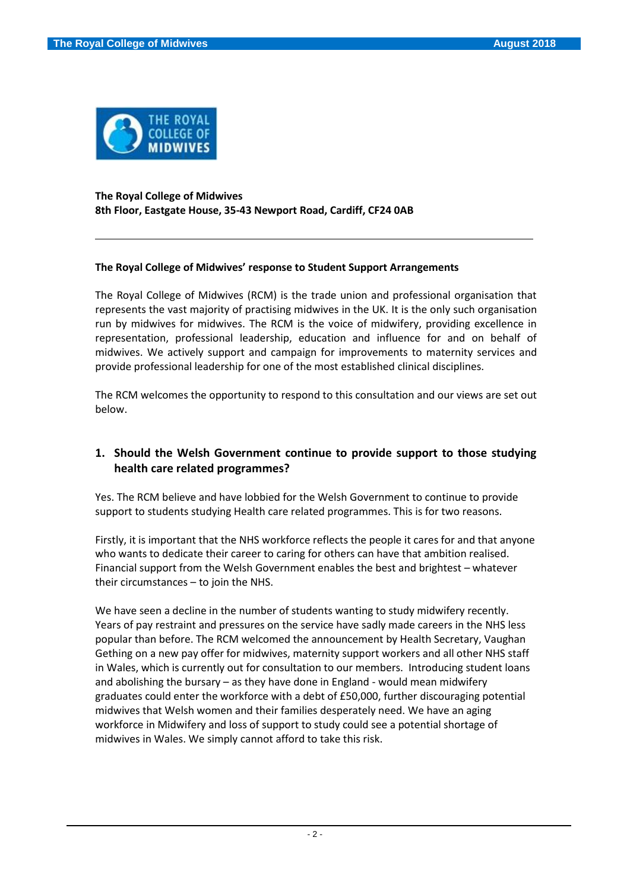**The Royal College of Midwives**
**8th Floor, Eastgate House, 35-43 Newport Road, Cardiff, CF24 0AB**

---

**The Royal College of Midwives' response to Student Support Arrangements**

The Royal College of Midwives (RCM) is the trade union and professional organisation that represents the vast majority of practising midwives in the UK. It is the only such organisation run by midwives for midwives. The RCM is the voice of midwifery, providing excellence in representation, professional leadership, education and influence for and on behalf of midwives. We actively support and campaign for improvements to maternity services and provide professional leadership for one of the most established clinical disciplines.

The RCM welcomes the opportunity to respond to this consultation and our views are set out below.

## 1. Should the Welsh Government continue to provide support to those studying health care related programmes?

Yes. The RCM believe and have lobbied for the Welsh Government to continue to provide support to students studying Health care related programmes. This is for two reasons.

Firstly, it is important that the NHS workforce reflects the people it cares for and that anyone who wants to dedicate their career to caring for others can have that ambition realised. Financial support from the Welsh Government enables the best and brightest – whatever their circumstances – to join the NHS.

We have seen a decline in the number of students wanting to study midwifery recently. Years of pay restraint and pressures on the service have sadly made careers in the NHS less popular than before. The RCM welcomed the announcement by Health Secretary, Vaughan Gething on a new pay offer for midwives, maternity support workers and all other NHS staff in Wales, which is currently out for consultation to our members. Introducing student loans and abolishing the bursary – as they have done in England - would mean midwifery graduates could enter the workforce with a debt of £50,000, further discouraging potential midwives that Welsh women and their families desperately need. We have an aging workforce in Midwifery and loss of support to study could see a potential shortage of midwives in Wales. We simply cannot afford to take this risk.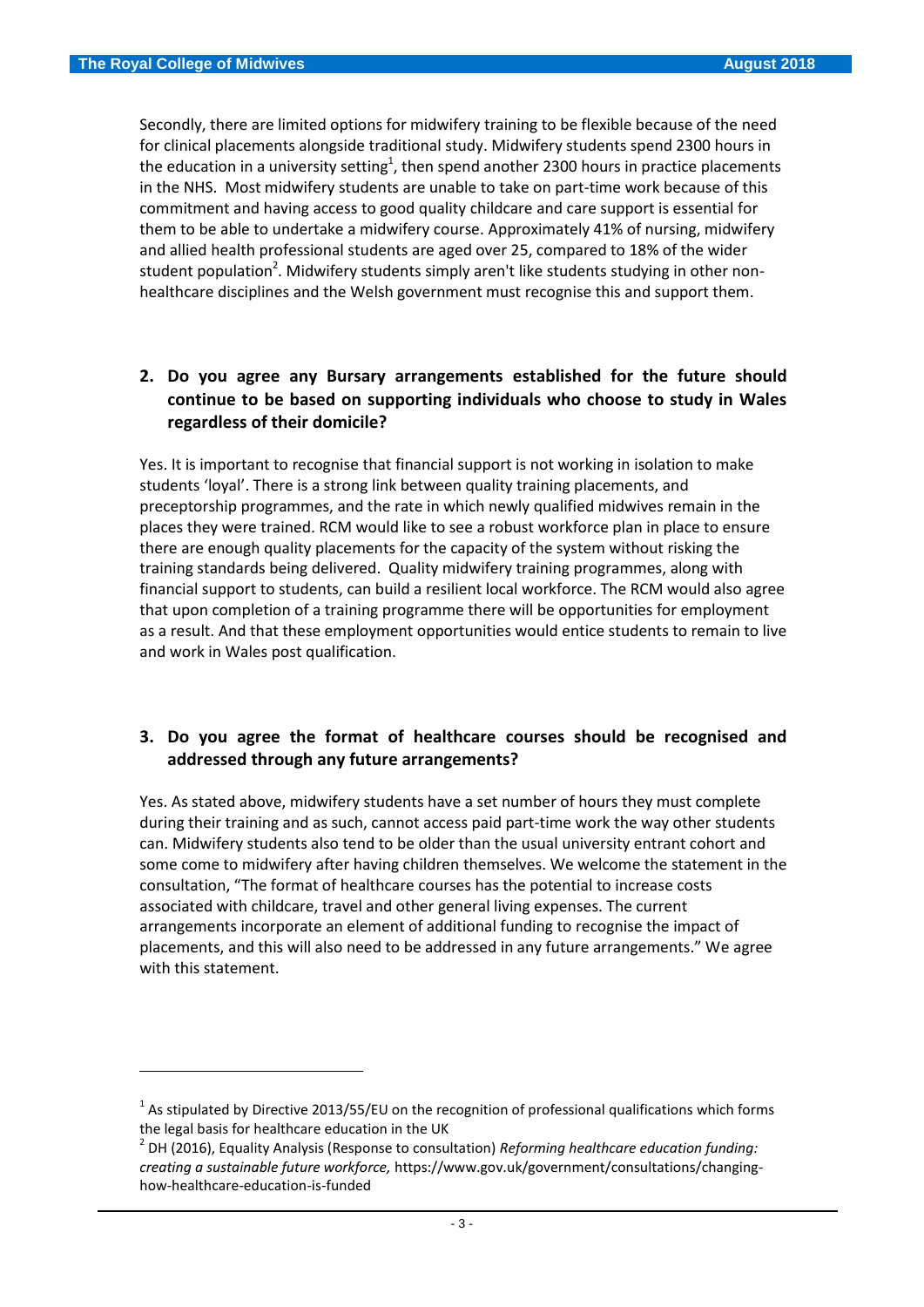Secondly, there are limited options for midwifery training to be flexible because of the need for clinical placements alongside traditional study. Midwifery students spend 2300 hours in the education in a university setting[1], then spend another 2300 hours in practice placements in the NHS. Most midwifery students are unable to take on part-time work because of this commitment and having access to good quality childcare and care support is essential for them to be able to undertake a midwifery course. Approximately 41% of nursing, midwifery and allied health professional students are aged over 25, compared to 18% of the wider student population[2]. Midwifery students simply aren't like students studying in other non-healthcare disciplines and the Welsh government must recognise this and support them.

**2. Do you agree any Bursary arrangements established for the future should continue to be based on supporting individuals who choose to study in Wales regardless of their domicile?**

Yes. It is important to recognise that financial support is not working in isolation to make students 'loyal'. There is a strong link between quality training placements, and preceptorship programmes, and the rate in which newly qualified midwives remain in the places they were trained. RCM would like to see a robust workforce plan in place to ensure there are enough quality placements for the capacity of the system without risking the training standards being delivered. Quality midwifery training programmes, along with financial support to students, can build a resilient local workforce. The RCM would also agree that upon completion of a training programme there will be opportunities for employment as a result. And that these employment opportunities would entice students to remain to live and work in Wales post qualification.

**3. Do you agree the format of healthcare courses should be recognised and addressed through any future arrangements?**

Yes. As stated above, midwifery students have a set number of hours they must complete during their training and as such, cannot access paid part-time work the way other students can. Midwifery students also tend to be older than the usual university entrant cohort and some come to midwifery after having children themselves. We welcome the statement in the consultation, "The format of healthcare courses has the potential to increase costs associated with childcare, travel and other general living expenses. The current arrangements incorporate an element of additional funding to recognise the impact of placements, and this will also need to be addressed in any future arrangements." We agree with this statement.

---

[1] As stipulated by Directive 2013/55/EU on the recognition of professional qualifications which forms the legal basis for healthcare education in the UK

[2] DH (2016), Equality Analysis (Response to consultation) *Reforming healthcare education funding: creating a sustainable future workforce,* https://www.gov.uk/government/consultations/changing-how-healthcare-education-is-funded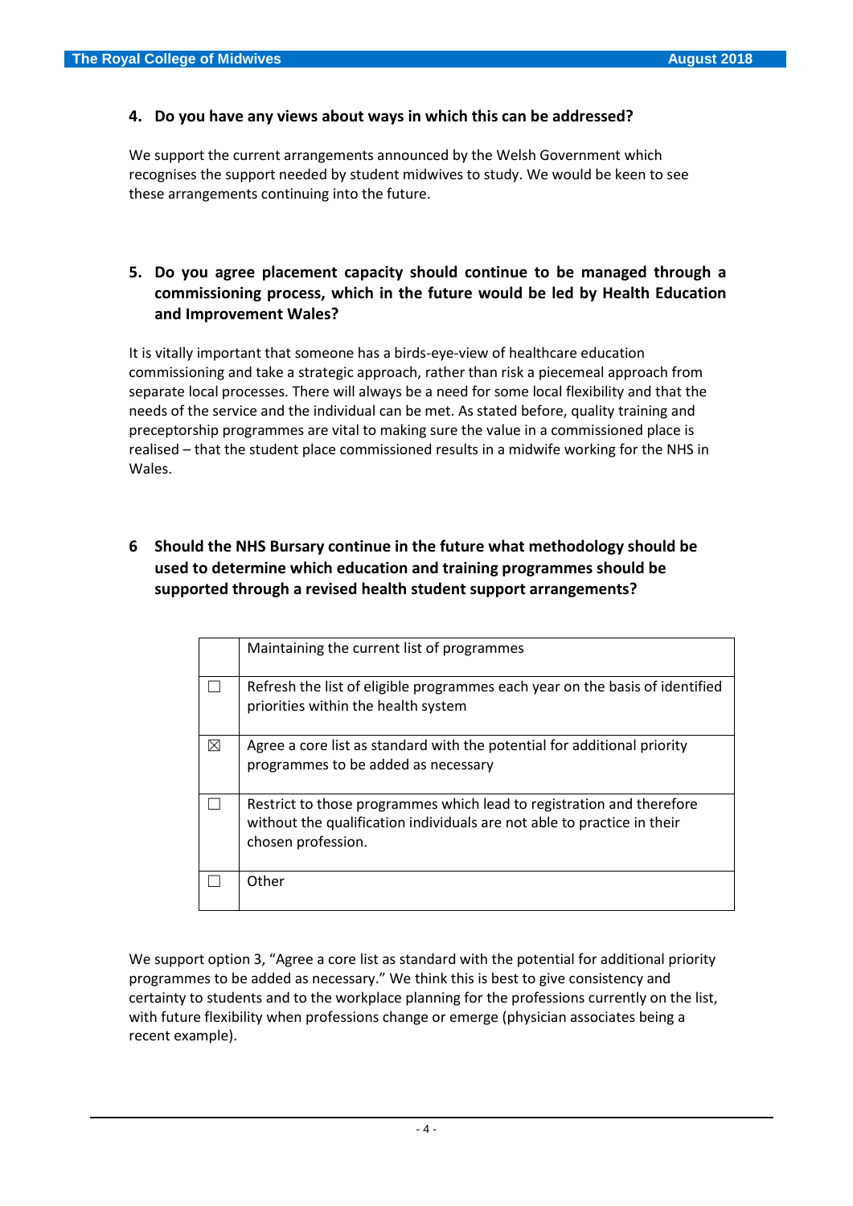**4. Do you have any views about ways in which this can be addressed?**

We support the current arrangements announced by the Welsh Government which recognises the support needed by student midwives to study. We would be keen to see these arrangements continuing into the future.

**5. Do you agree placement capacity should continue to be managed through a commissioning process, which in the future would be led by Health Education and Improvement Wales?**

It is vitally important that someone has a birds-eye-view of healthcare education commissioning and take a strategic approach, rather than risk a piecemeal approach from separate local processes. There will always be a need for some local flexibility and that the needs of the service and the individual can be met. As stated before, quality training and preceptorship programmes are vital to making sure the value in a commissioned place is realised – that the student place commissioned results in a midwife working for the NHS in Wales.

**6 Should the NHS Bursary continue in the future what methodology should be used to determine which education and training programmes should be supported through a revised health student support arrangements?**

| | |
|---|---|
| | Maintaining the current list of programmes |
| ☐ | Refresh the list of eligible programmes each year on the basis of identified priorities within the health system |
| ☒ | Agree a core list as standard with the potential for additional priority programmes to be added as necessary |
| ☐ | Restrict to those programmes which lead to registration and therefore without the qualification individuals are not able to practice in their chosen profession. |
| ☐ | Other |

We support option 3, "Agree a core list as standard with the potential for additional priority programmes to be added as necessary." We think this is best to give consistency and certainty to students and to the workplace planning for the professions currently on the list, with future flexibility when professions change or emerge (physician associates being a recent example).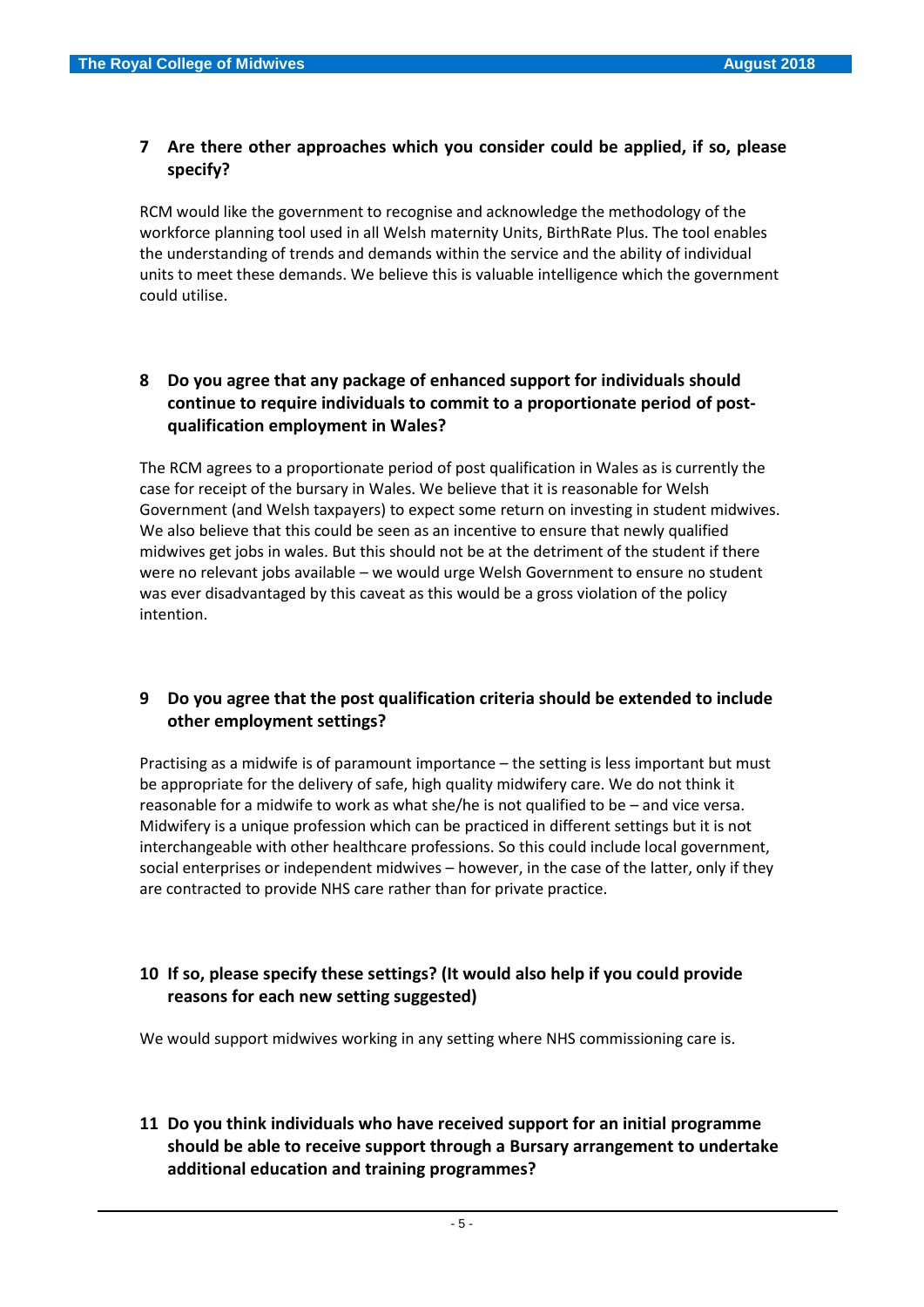**7 Are there other approaches which you consider could be applied, if so, please specify?**

RCM would like the government to recognise and acknowledge the methodology of the workforce planning tool used in all Welsh maternity Units, BirthRate Plus. The tool enables the understanding of trends and demands within the service and the ability of individual units to meet these demands. We believe this is valuable intelligence which the government could utilise.

**8 Do you agree that any package of enhanced support for individuals should continue to require individuals to commit to a proportionate period of post-qualification employment in Wales?**

The RCM agrees to a proportionate period of post qualification in Wales as is currently the case for receipt of the bursary in Wales. We believe that it is reasonable for Welsh Government (and Welsh taxpayers) to expect some return on investing in student midwives. We also believe that this could be seen as an incentive to ensure that newly qualified midwives get jobs in wales. But this should not be at the detriment of the student if there were no relevant jobs available – we would urge Welsh Government to ensure no student was ever disadvantaged by this caveat as this would be a gross violation of the policy intention.

**9 Do you agree that the post qualification criteria should be extended to include other employment settings?**

Practising as a midwife is of paramount importance – the setting is less important but must be appropriate for the delivery of safe, high quality midwifery care. We do not think it reasonable for a midwife to work as what she/he is not qualified to be – and vice versa. Midwifery is a unique profession which can be practiced in different settings but it is not interchangeable with other healthcare professions. So this could include local government, social enterprises or independent midwives – however, in the case of the latter, only if they are contracted to provide NHS care rather than for private practice.

**10 If so, please specify these settings? (It would also help if you could provide reasons for each new setting suggested)**

We would support midwives working in any setting where NHS commissioning care is.

**11 Do you think individuals who have received support for an initial programme should be able to receive support through a Bursary arrangement to undertake additional education and training programmes?**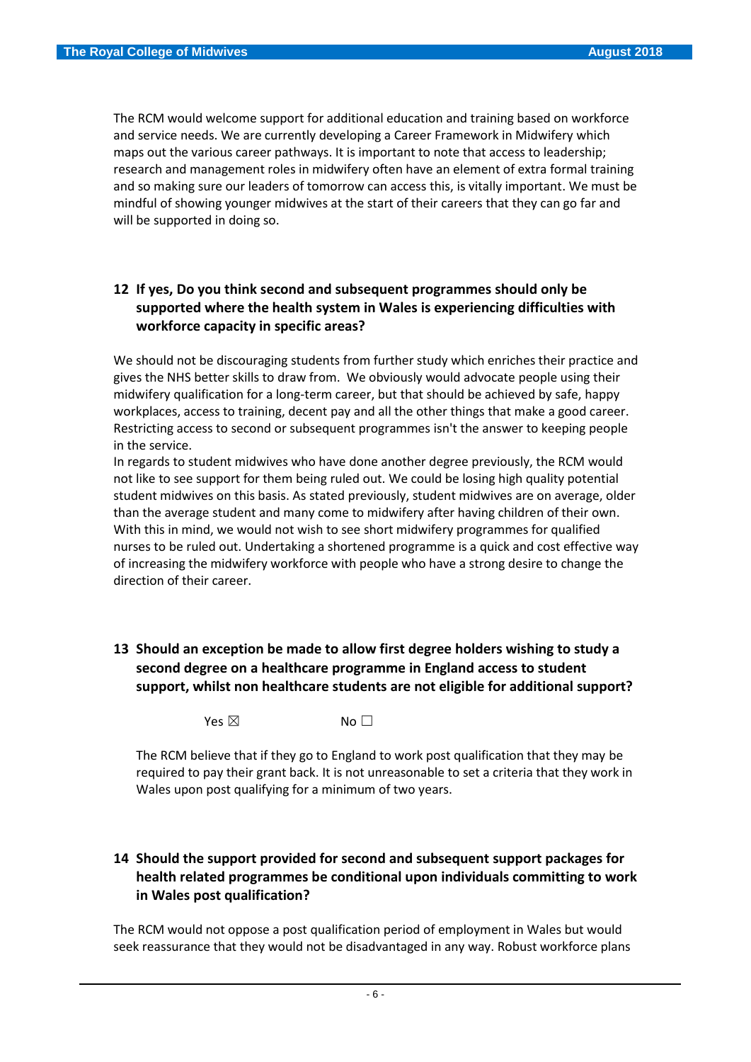The RCM would welcome support for additional education and training based on workforce and service needs. We are currently developing a Career Framework in Midwifery which maps out the various career pathways. It is important to note that access to leadership; research and management roles in midwifery often have an element of extra formal training and so making sure our leaders of tomorrow can access this, is vitally important. We must be mindful of showing younger midwives at the start of their careers that they can go far and will be supported in doing so.

## 12 If yes, Do you think second and subsequent programmes should only be supported where the health system in Wales is experiencing difficulties with workforce capacity in specific areas?

We should not be discouraging students from further study which enriches their practice and gives the NHS better skills to draw from. We obviously would advocate people using their midwifery qualification for a long-term career, but that should be achieved by safe, happy workplaces, access to training, decent pay and all the other things that make a good career. Restricting access to second or subsequent programmes isn't the answer to keeping people in the service.

In regards to student midwives who have done another degree previously, the RCM would not like to see support for them being ruled out. We could be losing high quality potential student midwives on this basis. As stated previously, student midwives are on average, older than the average student and many come to midwifery after having children of their own. With this in mind, we would not wish to see short midwifery programmes for qualified nurses to be ruled out. Undertaking a shortened programme is a quick and cost effective way of increasing the midwifery workforce with people who have a strong desire to change the direction of their career.

## 13 Should an exception be made to allow first degree holders wishing to study a second degree on a healthcare programme in England access to student support, whilst non healthcare students are not eligible for additional support?

Yes ☒ No ☐

The RCM believe that if they go to England to work post qualification that they may be required to pay their grant back. It is not unreasonable to set a criteria that they work in Wales upon post qualifying for a minimum of two years.

## 14 Should the support provided for second and subsequent support packages for health related programmes be conditional upon individuals committing to work in Wales post qualification?

The RCM would not oppose a post qualification period of employment in Wales but would seek reassurance that they would not be disadvantaged in any way. Robust workforce plans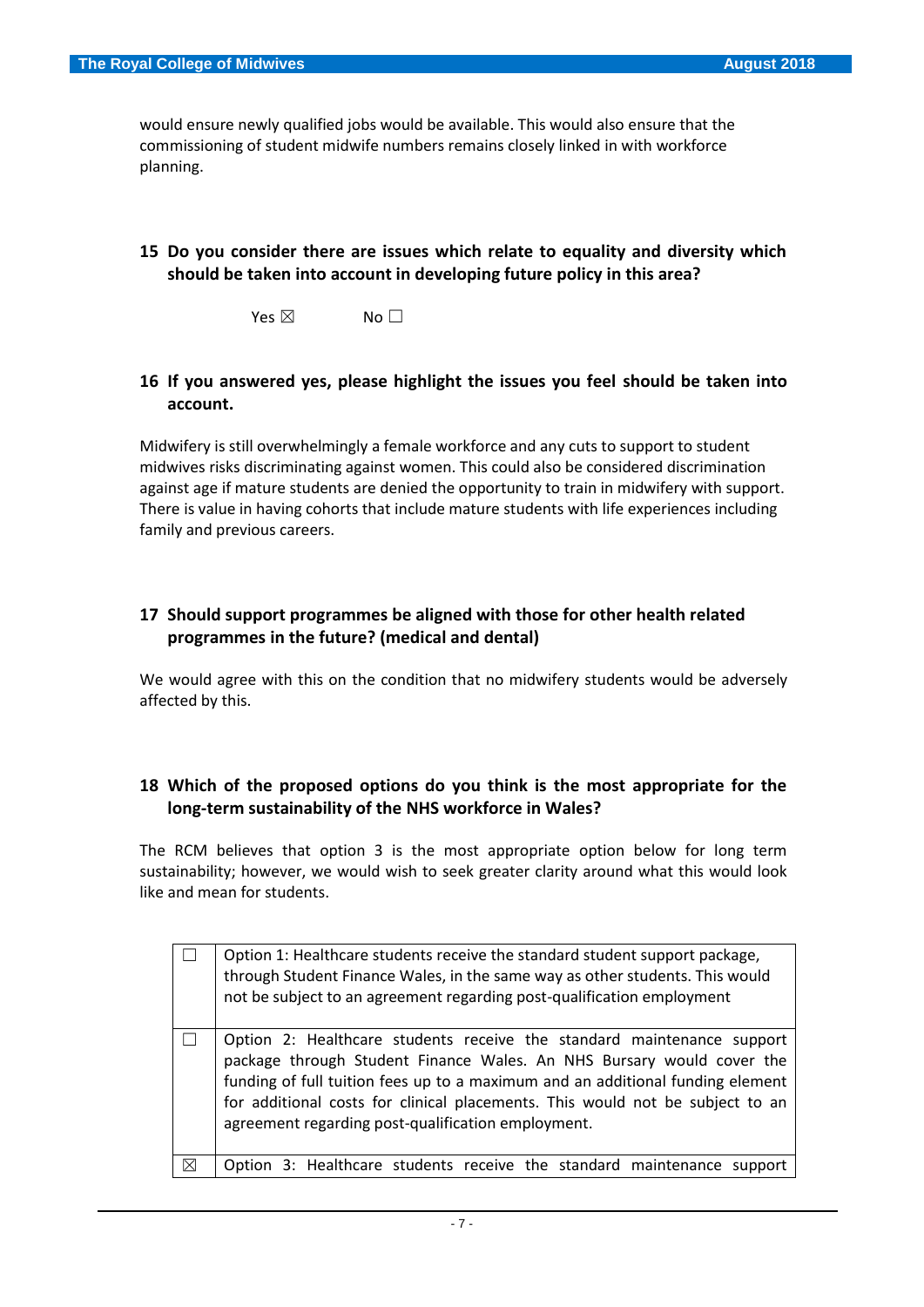would ensure newly qualified jobs would be available. This would also ensure that the commissioning of student midwife numbers remains closely linked in with workforce planning.

**15 Do you consider there are issues which relate to equality and diversity which should be taken into account in developing future policy in this area?**

Yes ☒ No ☐

**16 If you answered yes, please highlight the issues you feel should be taken into account.**

Midwifery is still overwhelmingly a female workforce and any cuts to support to student midwives risks discriminating against women. This could also be considered discrimination against age if mature students are denied the opportunity to train in midwifery with support. There is value in having cohorts that include mature students with life experiences including family and previous careers.

**17 Should support programmes be aligned with those for other health related programmes in the future? (medical and dental)**

We would agree with this on the condition that no midwifery students would be adversely affected by this.

**18 Which of the proposed options do you think is the most appropriate for the long-term sustainability of the NHS workforce in Wales?**

The RCM believes that option 3 is the most appropriate option below for long term sustainability; however, we would wish to seek greater clarity around what this would look like and mean for students.

| | |
|---|---|
| ☐ | Option 1: Healthcare students receive the standard student support package, through Student Finance Wales, in the same way as other students. This would not be subject to an agreement regarding post-qualification employment |
| ☐ | Option 2: Healthcare students receive the standard maintenance support package through Student Finance Wales. An NHS Bursary would cover the funding of full tuition fees up to a maximum and an additional funding element for additional costs for clinical placements. This would not be subject to an agreement regarding post-qualification employment. |
| ☒ | Option 3: Healthcare students receive the standard maintenance support |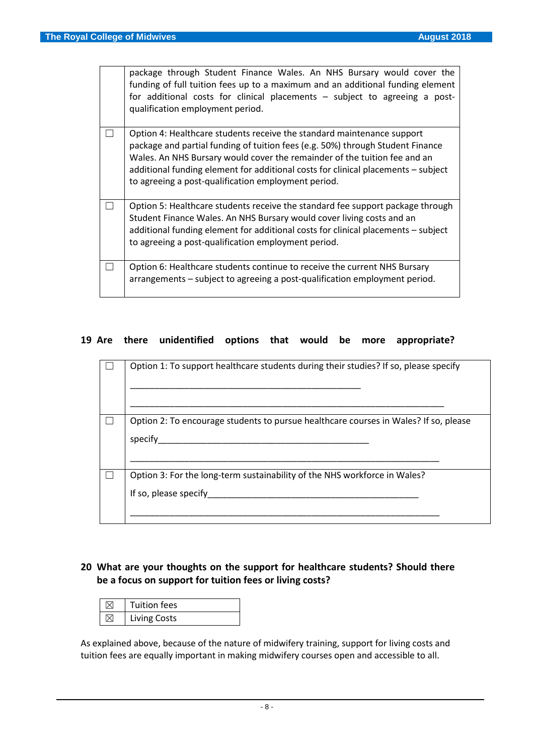| | |
|---|---|
| | package through Student Finance Wales. An NHS Bursary would cover the funding of full tuition fees up to a maximum and an additional funding element for additional costs for clinical placements – subject to agreeing a post-qualification employment period. |
| ☐ | Option 4: Healthcare students receive the standard maintenance support package and partial funding of tuition fees (e.g. 50%) through Student Finance Wales. An NHS Bursary would cover the remainder of the tuition fee and an additional funding element for additional costs for clinical placements – subject to agreeing a post-qualification employment period. |
| ☐ | Option 5: Healthcare students receive the standard fee support package through Student Finance Wales. An NHS Bursary would cover living costs and an additional funding element for additional costs for clinical placements – subject to agreeing a post-qualification employment period. |
| ☐ | Option 6: Healthcare students continue to receive the current NHS Bursary arrangements – subject to agreeing a post-qualification employment period. |

**19 Are there unidentified options that would be more appropriate?**

| | |
|---|---|
| ☐ | Option 1: To support healthcare students during their studies? If so, please specify ________________________________________________ ________________________________________________________________ |
| ☐ | Option 2: To encourage students to pursue healthcare courses in Wales? If so, please specify____________________________________________ ________________________________________________________________ |
| ☐ | Option 3: For the long-term sustainability of the NHS workforce in Wales? If so, please specify____________________________________________ ________________________________________________________________ |

**20 What are your thoughts on the support for healthcare students? Should there be a focus on support for tuition fees or living costs?**

| | |
|---|---|
| ☒ | Tuition fees |
| ☒ | Living Costs |

As explained above, because of the nature of midwifery training, support for living costs and tuition fees are equally important in making midwifery courses open and accessible to all.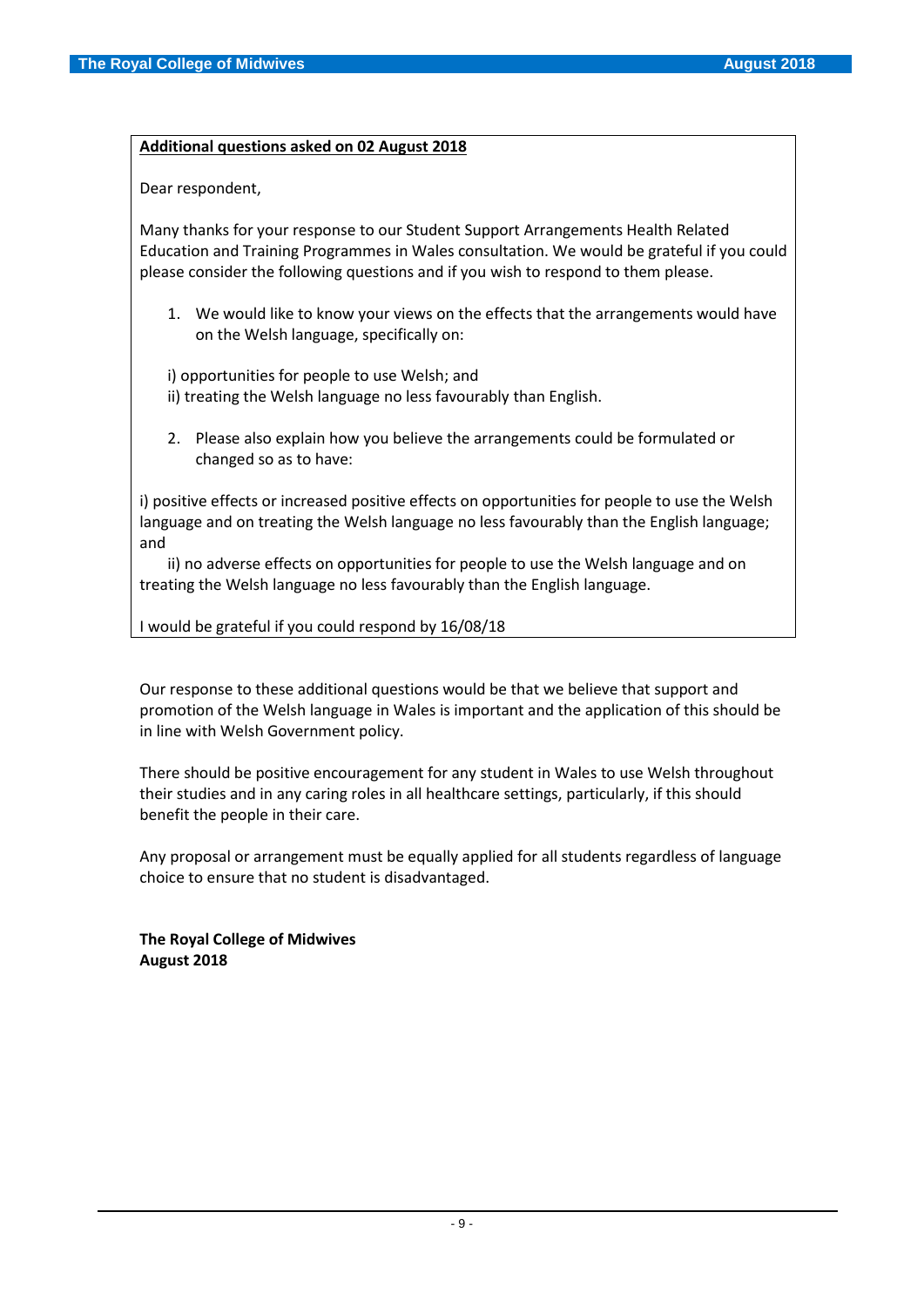**Additional questions asked on 02 August 2018**

Dear respondent,

Many thanks for your response to our Student Support Arrangements Health Related Education and Training Programmes in Wales consultation. We would be grateful if you could please consider the following questions and if you wish to respond to them please.

1. We would like to know your views on the effects that the arrangements would have on the Welsh language, specifically on:

i) opportunities for people to use Welsh; and
ii) treating the Welsh language no less favourably than English.

2. Please also explain how you believe the arrangements could be formulated or changed so as to have:

i) positive effects or increased positive effects on opportunities for people to use the Welsh language and on treating the Welsh language no less favourably than the English language; and

ii) no adverse effects on opportunities for people to use the Welsh language and on treating the Welsh language no less favourably than the English language.

I would be grateful if you could respond by 16/08/18

Our response to these additional questions would be that we believe that support and promotion of the Welsh language in Wales is important and the application of this should be in line with Welsh Government policy.

There should be positive encouragement for any student in Wales to use Welsh throughout their studies and in any caring roles in all healthcare settings, particularly, if this should benefit the people in their care.

Any proposal or arrangement must be equally applied for all students regardless of language choice to ensure that no student is disadvantaged.

**The Royal College of Midwives**
**August 2018**